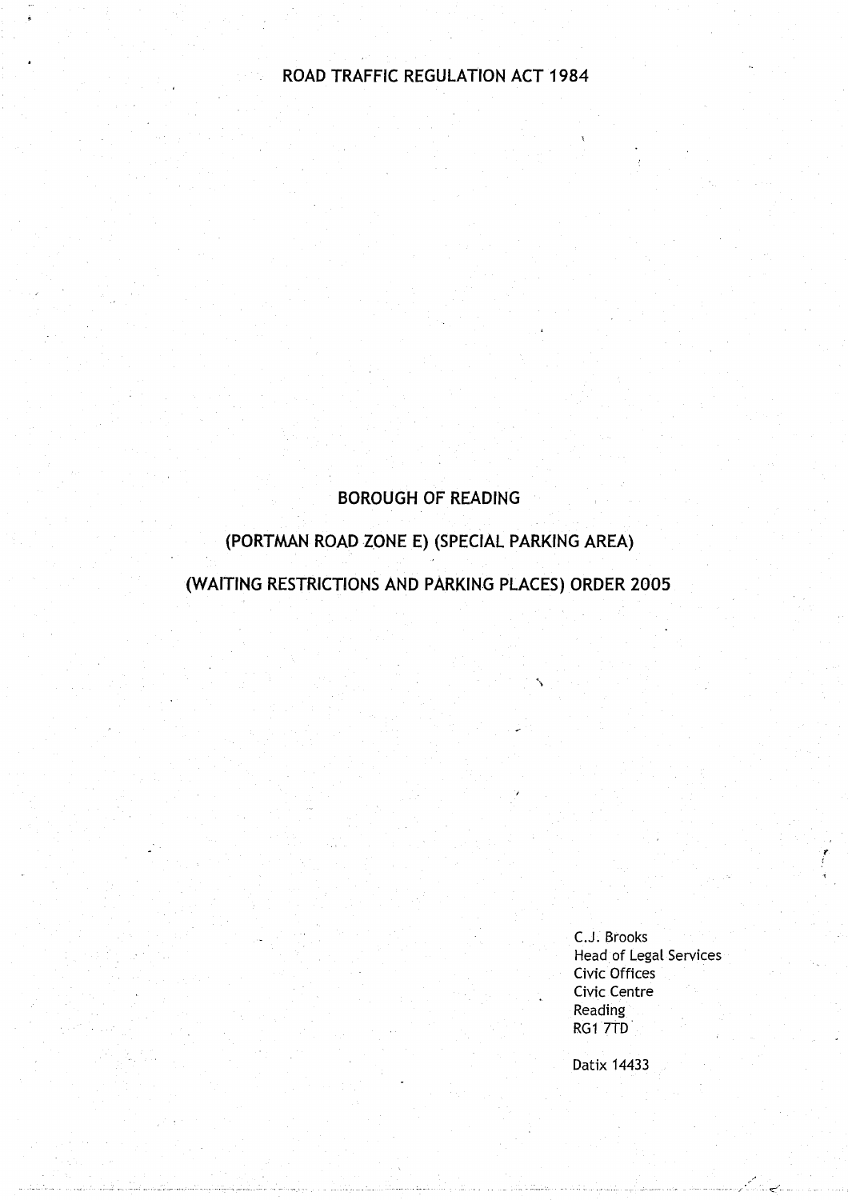# ROAD TRAFFIC REGULATION ACT 1984

## BOROUGH OF READING

## (PORTMAN ROAD ZONE E) (SPECIAL PARKING AREA)

## (WAITING RESTRICTIONS AND PARKING PLACES) ORDER 2005

C.J. Brooks
Head of Legal Services
Civic Offices
Civic Centre
Reading
RG1 7TD

Datix 14433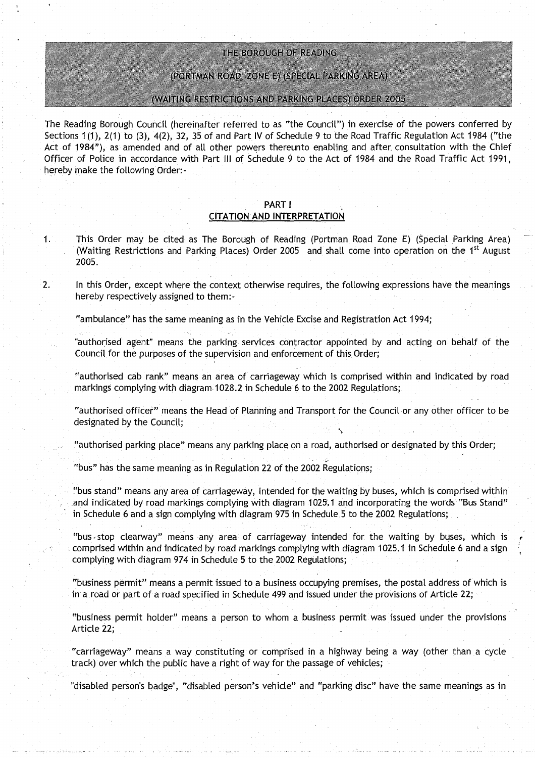# THE BOROUGH OF READING

# (PORTMAN ROAD ZONE E) (SPECIAL PARKING AREA)

# (WAITING RESTRICTIONS AND PARKING PLACES) ORDER 2005

The Reading Borough Council (hereinafter referred to as "the Council") in exercise of the powers conferred by Sections 1(1), 2(1) to (3), 4(2), 32, 35 of and Part IV of Schedule 9 to the Road Traffic Regulation Act 1984 ("the Act of 1984"), as amended and of all other powers thereunto enabling and after consultation with the Chief Officer of Police in accordance with Part III of Schedule 9 to the Act of 1984 and the Road Traffic Act 1991, hereby make the following Order:-

## PART I
## CITATION AND INTERPRETATION

1. This Order may be cited as The Borough of Reading (Portman Road Zone E) (Special Parking Area) (Waiting Restrictions and Parking Places) Order 2005 and shall come into operation on the 1st August 2005.

2. In this Order, except where the context otherwise requires, the following expressions have the meanings hereby respectively assigned to them:-

"ambulance" has the same meaning as in the Vehicle Excise and Registration Act 1994;

"authorised agent" means the parking services contractor appointed by and acting on behalf of the Council for the purposes of the supervision and enforcement of this Order;

"authorised cab rank" means an area of carriageway which is comprised within and indicated by road markings complying with diagram 1028.2 in Schedule 6 to the 2002 Regulations;

"authorised officer" means the Head of Planning and Transport for the Council or any other officer to be designated by the Council;

"authorised parking place" means any parking place on a road, authorised or designated by this Order;

"bus" has the same meaning as in Regulation 22 of the 2002 Regulations;

"bus stand" means any area of carriageway, intended for the waiting by buses, which is comprised within and indicated by road markings complying with diagram 1025.1 and incorporating the words "Bus Stand" in Schedule 6 and a sign complying with diagram 975 in Schedule 5 to the 2002 Regulations;

"bus-stop clearway" means any area of carriageway intended for the waiting by buses, which is comprised within and indicated by road markings complying with diagram 1025.1 in Schedule 6 and a sign complying with diagram 974 in Schedule 5 to the 2002 Regulations;

"business permit" means a permit issued to a business occupying premises, the postal address of which is in a road or part of a road specified in Schedule 499 and issued under the provisions of Article 22;

"business permit holder" means a person to whom a business permit was issued under the provisions Article 22;

"carriageway" means a way constituting or comprised in a highway being a way (other than a cycle track) over which the public have a right of way for the passage of vehicles;

"disabled person's badge", "disabled person's vehicle" and "parking disc" have the same meanings as in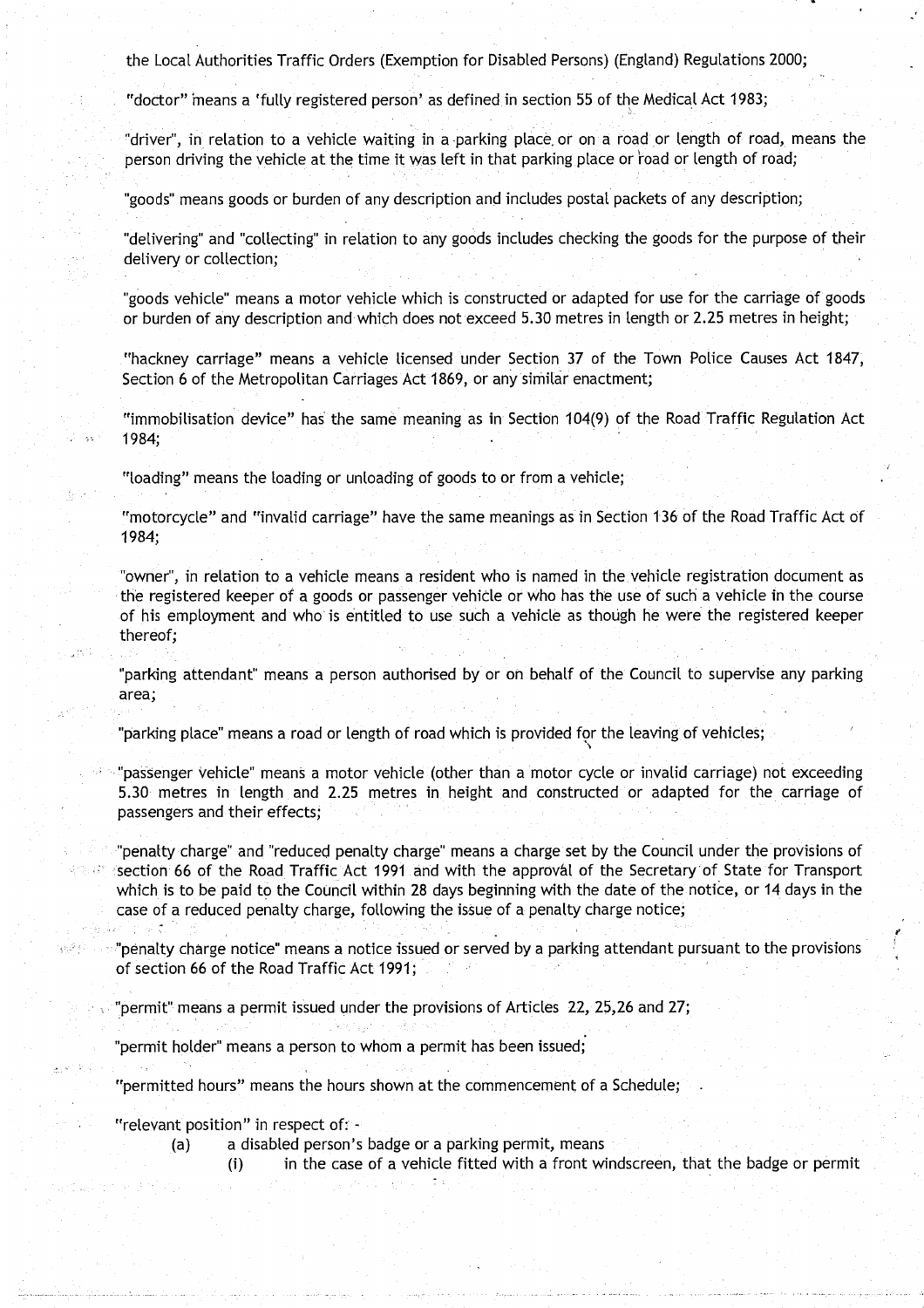the Local Authorities Traffic Orders (Exemption for Disabled Persons) (England) Regulations 2000;

"doctor" means a 'fully registered person' as defined in section 55 of the Medical Act 1983;

"driver", in relation to a vehicle waiting in a parking place or on a road or length of road, means the person driving the vehicle at the time it was left in that parking place or road or length of road;

"goods" means goods or burden of any description and includes postal packets of any description;

"delivering" and "collecting" in relation to any goods includes checking the goods for the purpose of their delivery or collection;

"goods vehicle" means a motor vehicle which is constructed or adapted for use for the carriage of goods or burden of any description and which does not exceed 5.30 metres in length or 2.25 metres in height;

"hackney carriage" means a vehicle licensed under Section 37 of the Town Police Causes Act 1847, Section 6 of the Metropolitan Carriages Act 1869, or any similar enactment;

"immobilisation device" has the same meaning as in Section 104(9) of the Road Traffic Regulation Act 1984;

"loading" means the loading or unloading of goods to or from a vehicle;

"motorcycle" and "invalid carriage" have the same meanings as in Section 136 of the Road Traffic Act of 1984;

"owner", in relation to a vehicle means a resident who is named in the vehicle registration document as the registered keeper of a goods or passenger vehicle or who has the use of such a vehicle in the course of his employment and who is entitled to use such a vehicle as though he were the registered keeper thereof;

"parking attendant" means a person authorised by or on behalf of the Council to supervise any parking area;

"parking place" means a road or length of road which is provided for the leaving of vehicles;

"passenger vehicle" means a motor vehicle (other than a motor cycle or invalid carriage) not exceeding 5.30 metres in length and 2.25 metres in height and constructed or adapted for the carriage of passengers and their effects;

"penalty charge" and "reduced penalty charge" means a charge set by the Council under the provisions of section 66 of the Road Traffic Act 1991 and with the approval of the Secretary of State for Transport which is to be paid to the Council within 28 days beginning with the date of the notice, or 14 days in the case of a reduced penalty charge, following the issue of a penalty charge notice;

"penalty charge notice" means a notice issued or served by a parking attendant pursuant to the provisions of section 66 of the Road Traffic Act 1991;

"permit" means a permit issued under the provisions of Articles 22, 25,26 and 27;

"permit holder" means a person to whom a permit has been issued;

"permitted hours" means the hours shown at the commencement of a Schedule;

"relevant position" in respect of: -

(a) a disabled person's badge or a parking permit, means

(i) in the case of a vehicle fitted with a front windscreen, that the badge or permit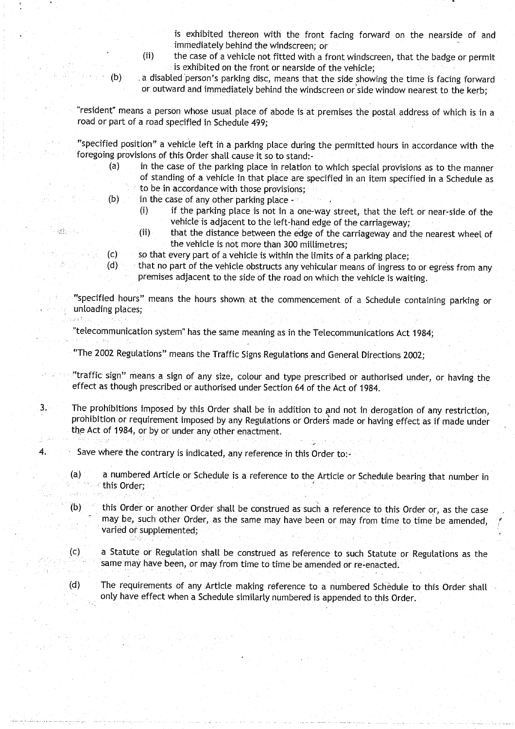is exhibited thereon with the front facing forward on the nearside of and immediately behind the windscreen; or

(ii) the case of a vehicle not fitted with a front windscreen, that the badge or permit is exhibited on the front or nearside of the vehicle;

(b) a disabled person's parking disc, means that the side showing the time is facing forward or outward and immediately behind the windscreen or side window nearest to the kerb;

"resident" means a person whose usual place of abode is at premises the postal address of which is in a road or part of a road specified in Schedule 499;

"specified position" a vehicle left in a parking place during the permitted hours in accordance with the foregoing provisions of this Order shall cause it so to stand:-

(a) in the case of the parking place in relation to which special provisions as to the manner of standing of a vehicle in that place are specified in an item specified in a Schedule as to be in accordance with those provisions;

(b) in the case of any other parking place -

(i) if the parking place is not in a one-way street, that the left or near-side of the vehicle is adjacent to the left-hand edge of the carriageway;

(ii) that the distance between the edge of the carriageway and the nearest wheel of the vehicle is not more than 300 millimetres;

(c) so that every part of a vehicle is within the limits of a parking place;

(d) that no part of the vehicle obstructs any vehicular means of ingress to or egress from any premises adjacent to the side of the road on which the vehicle is waiting.

"specified hours" means the hours shown at the commencement of a Schedule containing parking or unloading places;

"telecommunication system" has the same meaning as in the Telecommunications Act 1984;

"The 2002 Regulations" means the Traffic Signs Regulations and General Directions 2002;

"traffic sign" means a sign of any size, colour and type prescribed or authorised under, or having the effect as though prescribed or authorised under Section 64 of the Act of 1984.

3. The prohibitions imposed by this Order shall be in addition to and not in derogation of any restriction, prohibition or requirement imposed by any Regulations or Orders made or having effect as if made under the Act of 1984, or by or under any other enactment.

4. Save where the contrary is indicated, any reference in this Order to:-

(a) a numbered Article or Schedule is a reference to the Article or Schedule bearing that number in this Order;

(b) this Order or another Order shall be construed as such a reference to this Order or, as the case may be, such other Order, as the same may have been or may from time to time be amended, varied or supplemented;

(c) a Statute or Regulation shall be construed as reference to such Statute or Regulations as the same may have been, or may from time to time be amended or re-enacted.

(d) The requirements of any Article making reference to a numbered Schedule to this Order shall only have effect when a Schedule similarly numbered is appended to this Order.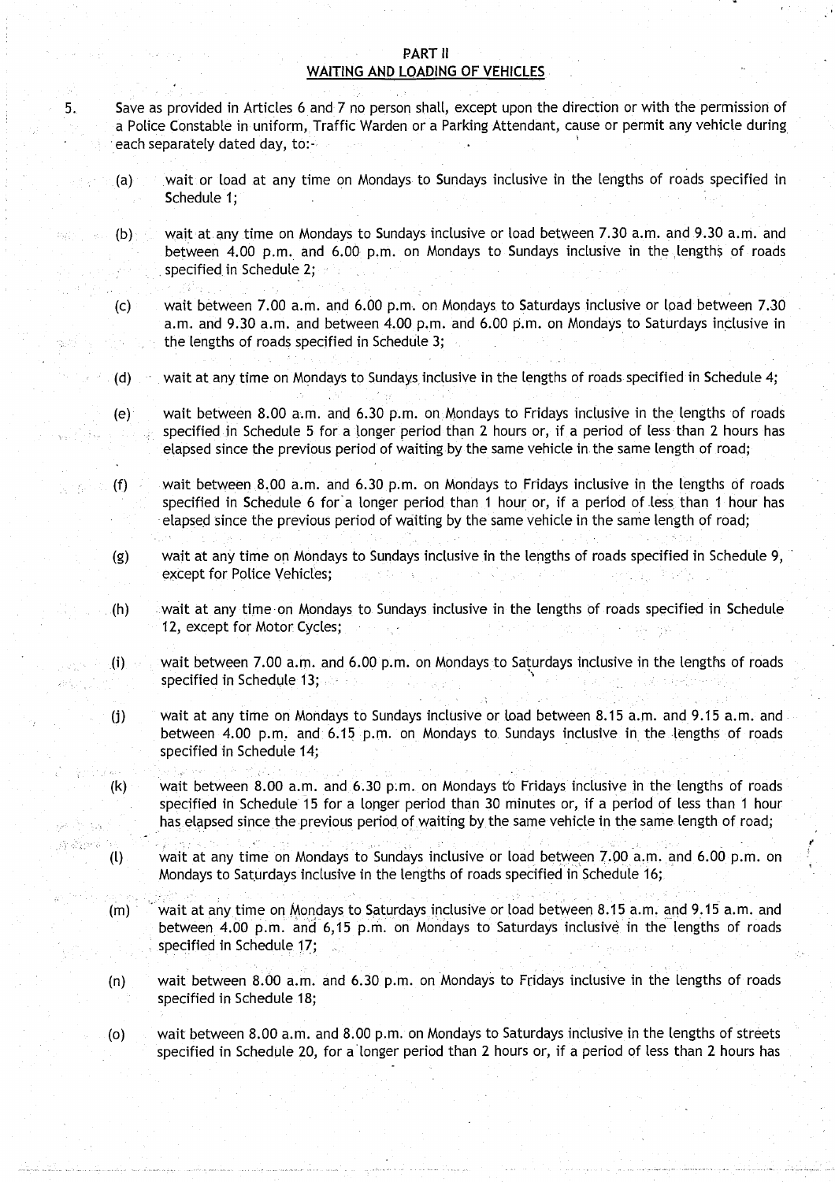## PART II
## WAITING AND LOADING OF VEHICLES

5. Save as provided in Articles 6 and 7 no person shall, except upon the direction or with the permission of a Police Constable in uniform, Traffic Warden or a Parking Attendant, cause or permit any vehicle during each separately dated day, to:-

   (a) wait or load at any time on Mondays to Sundays inclusive in the lengths of roads specified in Schedule 1;

   (b) wait at any time on Mondays to Sundays inclusive or load between 7.30 a.m. and 9.30 a.m. and between 4.00 p.m. and 6.00 p.m. on Mondays to Sundays inclusive in the lengths of roads specified in Schedule 2;

   (c) wait between 7.00 a.m. and 6.00 p.m. on Mondays to Saturdays inclusive or load between 7.30 a.m. and 9.30 a.m. and between 4.00 p.m. and 6.00 p.m. on Mondays to Saturdays inclusive in the lengths of roads specified in Schedule 3;

   (d) wait at any time on Mondays to Sundays inclusive in the lengths of roads specified in Schedule 4;

   (e) wait between 8.00 a.m. and 6.30 p.m. on Mondays to Fridays inclusive in the lengths of roads specified in Schedule 5 for a longer period than 2 hours or, if a period of less than 2 hours has elapsed since the previous period of waiting by the same vehicle in the same length of road;

   (f) wait between 8.00 a.m. and 6.30 p.m. on Mondays to Fridays inclusive in the lengths of roads specified in Schedule 6 for a longer period than 1 hour or, if a period of less than 1 hour has elapsed since the previous period of waiting by the same vehicle in the same length of road;

   (g) wait at any time on Mondays to Sundays inclusive in the lengths of roads specified in Schedule 9, except for Police Vehicles;

   (h) wait at any time on Mondays to Sundays inclusive in the lengths of roads specified in Schedule 12, except for Motor Cycles;

   (i) wait between 7.00 a.m. and 6.00 p.m. on Mondays to Saturdays inclusive in the lengths of roads specified in Schedule 13;

   (j) wait at any time on Mondays to Sundays inclusive or load between 8.15 a.m. and 9.15 a.m. and between 4.00 p.m. and 6.15 p.m. on Mondays to Sundays inclusive in the lengths of roads specified in Schedule 14;

   (k) wait between 8.00 a.m. and 6.30 p.m. on Mondays to Fridays inclusive in the lengths of roads specified in Schedule 15 for a longer period than 30 minutes or, if a period of less than 1 hour has elapsed since the previous period of waiting by the same vehicle in the same length of road;

   (l) wait at any time on Mondays to Sundays inclusive or load between 7.00 a.m. and 6.00 p.m. on Mondays to Saturdays inclusive in the lengths of roads specified in Schedule 16;

   (m) wait at any time on Mondays to Saturdays inclusive or load between 8.15 a.m. and 9.15 a.m. and between 4.00 p.m. and 6,15 p.m. on Mondays to Saturdays inclusive in the lengths of roads specified in Schedule 17;

   (n) wait between 8.00 a.m. and 6.30 p.m. on Mondays to Fridays inclusive in the lengths of roads specified in Schedule 18;

   (o) wait between 8.00 a.m. and 8.00 p.m. on Mondays to Saturdays inclusive in the lengths of streets specified in Schedule 20, for a longer period than 2 hours or, if a period of less than 2 hours has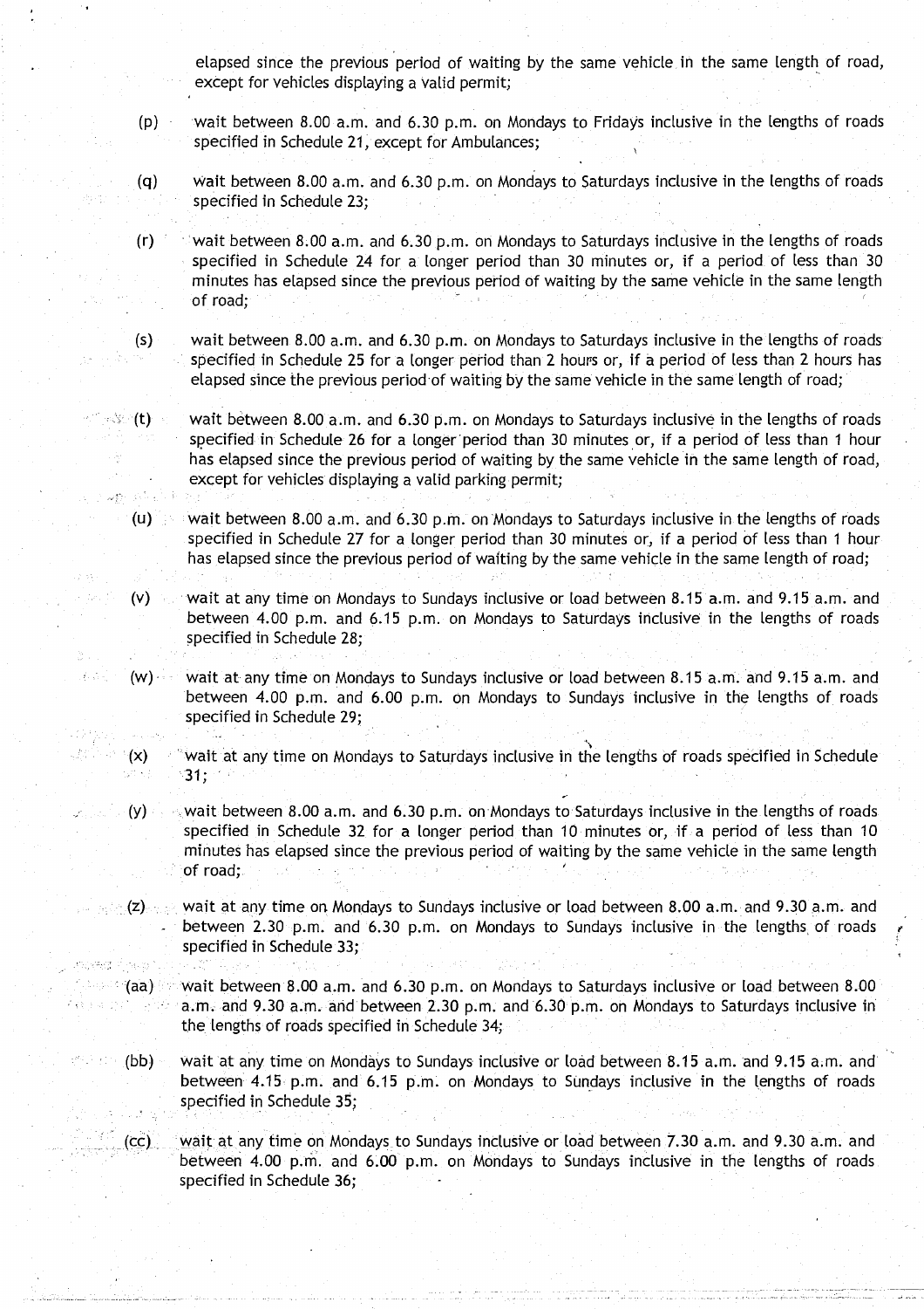elapsed since the previous period of waiting by the same vehicle in the same length of road, except for vehicles displaying a valid permit;

(p) wait between 8.00 a.m. and 6.30 p.m. on Mondays to Fridays inclusive in the lengths of roads specified in Schedule 21, except for Ambulances;

(q) wait between 8.00 a.m. and 6.30 p.m. on Mondays to Saturdays inclusive in the lengths of roads specified in Schedule 23;

(r) wait between 8.00 a.m. and 6.30 p.m. on Mondays to Saturdays inclusive in the lengths of roads specified in Schedule 24 for a longer period than 30 minutes or, if a period of less than 30 minutes has elapsed since the previous period of waiting by the same vehicle in the same length of road;

(s) wait between 8.00 a.m. and 6.30 p.m. on Mondays to Saturdays inclusive in the lengths of roads specified in Schedule 25 for a longer period than 2 hours or, if a period of less than 2 hours has elapsed since the previous period of waiting by the same vehicle in the same length of road;

(t) wait between 8.00 a.m. and 6.30 p.m. on Mondays to Saturdays inclusive in the lengths of roads specified in Schedule 26 for a longer period than 30 minutes or, if a period of less than 1 hour has elapsed since the previous period of waiting by the same vehicle in the same length of road, except for vehicles displaying a valid parking permit;

(u) wait between 8.00 a.m. and 6.30 p.m. on Mondays to Saturdays inclusive in the lengths of roads specified in Schedule 27 for a longer period than 30 minutes or, if a period of less than 1 hour has elapsed since the previous period of waiting by the same vehicle in the same length of road;

(v) wait at any time on Mondays to Sundays inclusive or load between 8.15 a.m. and 9.15 a.m. and between 4.00 p.m. and 6.15 p.m. on Mondays to Saturdays inclusive in the lengths of roads specified in Schedule 28;

(w) wait at any time on Mondays to Sundays inclusive or load between 8.15 a.m. and 9.15 a.m. and between 4.00 p.m. and 6.00 p.m. on Mondays to Sundays inclusive in the lengths of roads specified in Schedule 29;

(x) wait at any time on Mondays to Saturdays inclusive in the lengths of roads specified in Schedule 31;

(y) wait between 8.00 a.m. and 6.30 p.m. on Mondays to Saturdays inclusive in the lengths of roads specified in Schedule 32 for a longer period than 10 minutes or, if a period of less than 10 minutes has elapsed since the previous period of waiting by the same vehicle in the same length of road;

(z) wait at any time on Mondays to Sundays inclusive or load between 8.00 a.m. and 9.30 a.m. and between 2.30 p.m. and 6.30 p.m. on Mondays to Sundays inclusive in the lengths of roads specified in Schedule 33;

(aa) wait between 8.00 a.m. and 6.30 p.m. on Mondays to Saturdays inclusive or load between 8.00 a.m. and 9.30 a.m. and between 2.30 p.m. and 6.30 p.m. on Mondays to Saturdays inclusive in the lengths of roads specified in Schedule 34;

(bb) wait at any time on Mondays to Sundays inclusive or load between 8.15 a.m. and 9.15 a.m. and between 4.15 p.m. and 6.15 p.m. on Mondays to Sundays inclusive in the lengths of roads specified in Schedule 35;

(cc) wait at any time on Mondays to Sundays inclusive or load between 7.30 a.m. and 9.30 a.m. and between 4.00 p.m. and 6.00 p.m. on Mondays to Sundays inclusive in the lengths of roads specified in Schedule 36;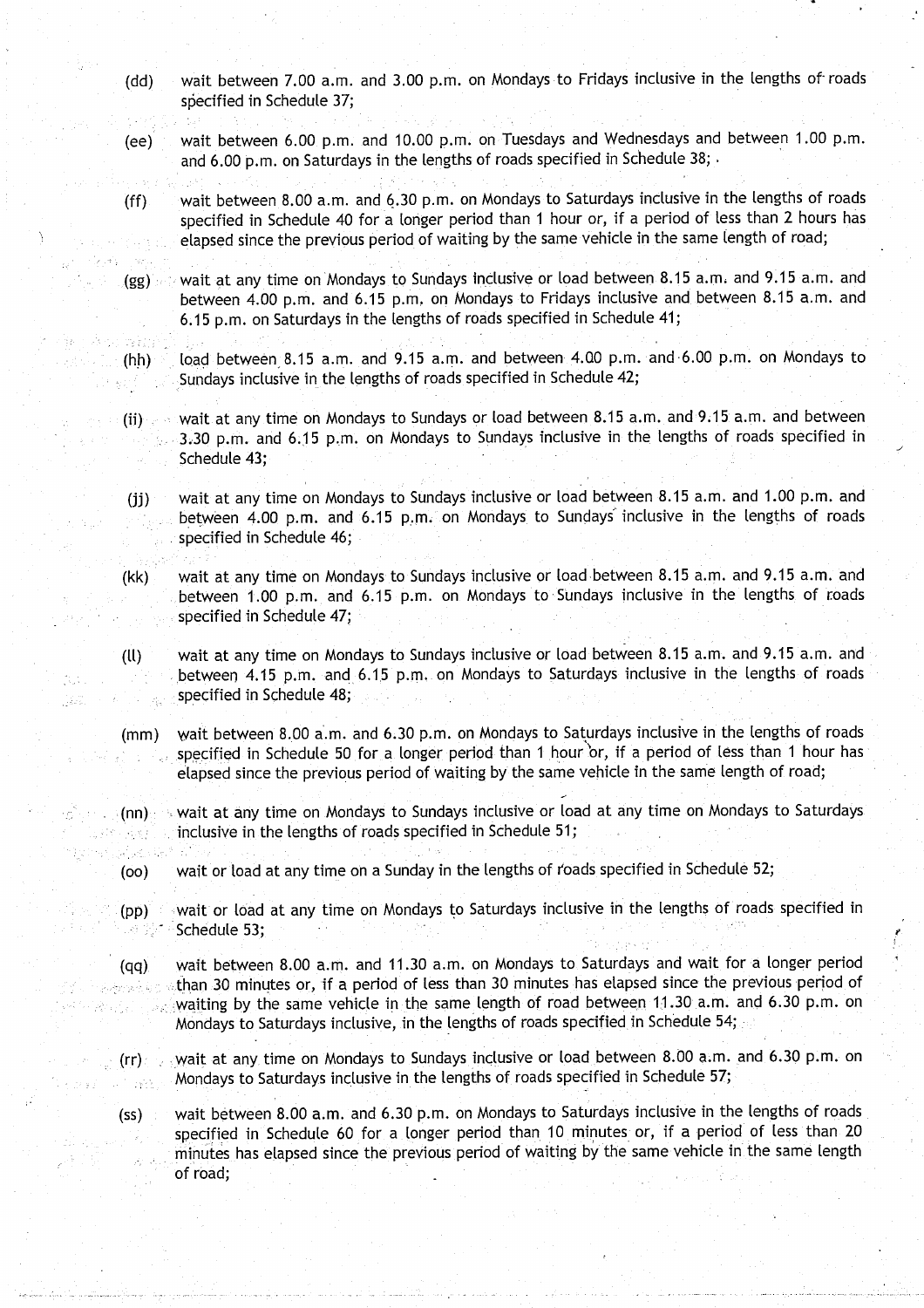(dd) wait between 7.00 a.m. and 3.00 p.m. on Mondays to Fridays inclusive in the lengths of roads specified in Schedule 37;

(ee) wait between 6.00 p.m. and 10.00 p.m. on Tuesdays and Wednesdays and between 1.00 p.m. and 6.00 p.m. on Saturdays in the lengths of roads specified in Schedule 38;

(ff) wait between 8.00 a.m. and 6.30 p.m. on Mondays to Saturdays inclusive in the lengths of roads specified in Schedule 40 for a longer period than 1 hour or, if a period of less than 2 hours has elapsed since the previous period of waiting by the same vehicle in the same length of road;

(gg) wait at any time on Mondays to Sundays inclusive or load between 8.15 a.m. and 9.15 a.m. and between 4.00 p.m. and 6.15 p.m. on Mondays to Fridays inclusive and between 8.15 a.m. and 6.15 p.m. on Saturdays in the lengths of roads specified in Schedule 41;

(hh) load between 8.15 a.m. and 9.15 a.m. and between 4.00 p.m. and 6.00 p.m. on Mondays to Sundays inclusive in the lengths of roads specified in Schedule 42;

(ii) wait at any time on Mondays to Sundays or load between 8.15 a.m. and 9.15 a.m. and between 3.30 p.m. and 6.15 p.m. on Mondays to Sundays inclusive in the lengths of roads specified in Schedule 43;

(jj) wait at any time on Mondays to Sundays inclusive or load between 8.15 a.m. and 1.00 p.m. and between 4.00 p.m. and 6.15 p.m. on Mondays to Sundays inclusive in the lengths of roads specified in Schedule 46;

(kk) wait at any time on Mondays to Sundays inclusive or load between 8.15 a.m. and 9.15 a.m. and between 1.00 p.m. and 6.15 p.m. on Mondays to Sundays inclusive in the lengths of roads specified in Schedule 47;

(ll) wait at any time on Mondays to Sundays inclusive or load between 8.15 a.m. and 9.15 a.m. and between 4.15 p.m. and 6.15 p.m. on Mondays to Saturdays inclusive in the lengths of roads specified in Schedule 48;

(mm) wait between 8.00 a.m. and 6.30 p.m. on Mondays to Saturdays inclusive in the lengths of roads specified in Schedule 50 for a longer period than 1 hour or, if a period of less than 1 hour has elapsed since the previous period of waiting by the same vehicle in the same length of road;

(nn) wait at any time on Mondays to Sundays inclusive or load at any time on Mondays to Saturdays inclusive in the lengths of roads specified in Schedule 51;

(oo) wait or load at any time on a Sunday in the lengths of roads specified in Schedule 52;

(pp) wait or load at any time on Mondays to Saturdays inclusive in the lengths of roads specified in Schedule 53;

(qq) wait between 8.00 a.m. and 11.30 a.m. on Mondays to Saturdays and wait for a longer period than 30 minutes or, if a period of less than 30 minutes has elapsed since the previous period of waiting by the same vehicle in the same length of road between 11.30 a.m. and 6.30 p.m. on Mondays to Saturdays inclusive, in the lengths of roads specified in Schedule 54;

(rr) wait at any time on Mondays to Sundays inclusive or load between 8.00 a.m. and 6.30 p.m. on Mondays to Saturdays inclusive in the lengths of roads specified in Schedule 57;

(ss) wait between 8.00 a.m. and 6.30 p.m. on Mondays to Saturdays inclusive in the lengths of roads specified in Schedule 60 for a longer period than 10 minutes or, if a period of less than 20 minutes has elapsed since the previous period of waiting by the same vehicle in the same length of road;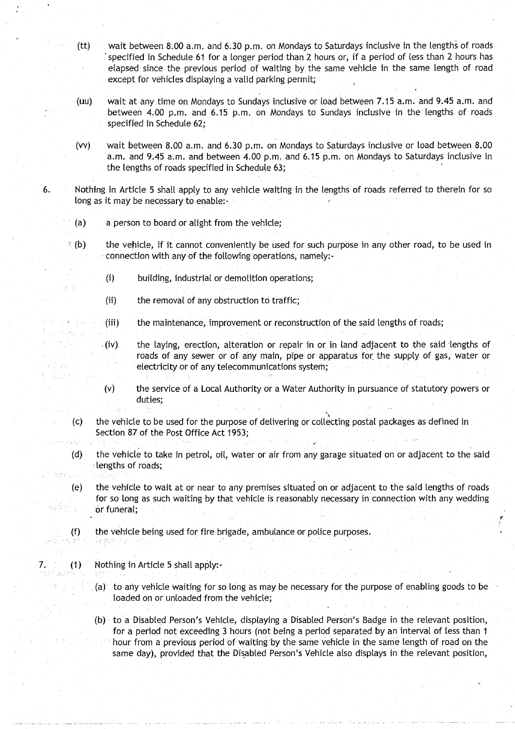(tt) wait between 8.00 a.m. and 6.30 p.m. on Mondays to Saturdays inclusive in the lengths of roads specified in Schedule 61 for a longer period than 2 hours or, if a period of less than 2 hours has elapsed since the previous period of waiting by the same vehicle in the same length of road except for vehicles displaying a valid parking permit;

(uu) wait at any time on Mondays to Sundays inclusive or load between 7.15 a.m. and 9.45 a.m. and between 4.00 p.m. and 6.15 p.m. on Mondays to Sundays inclusive in the lengths of roads specified in Schedule 62;

(vv) wait between 8.00 a.m. and 6.30 p.m. on Mondays to Saturdays inclusive or load between 8.00 a.m. and 9.45 a.m. and between 4.00 p.m. and 6.15 p.m. on Mondays to Saturdays inclusive in the lengths of roads specified in Schedule 63;

6. Nothing in Article 5 shall apply to any vehicle waiting in the lengths of roads referred to therein for so long as it may be necessary to enable:-

(a) a person to board or alight from the vehicle;

(b) the vehicle, if it cannot conveniently be used for such purpose in any other road, to be used in connection with any of the following operations, namely:-

(i) building, industrial or demolition operations;

(ii) the removal of any obstruction to traffic;

(iii) the maintenance, improvement or reconstruction of the said lengths of roads;

(iv) the laying, erection, alteration or repair in or in land adjacent to the said lengths of roads of any sewer or of any main, pipe or apparatus for the supply of gas, water or electricity or of any telecommunications system;

(v) the service of a Local Authority or a Water Authority in pursuance of statutory powers or duties;

(c) the vehicle to be used for the purpose of delivering or collecting postal packages as defined in Section 87 of the Post Office Act 1953;

(d) the vehicle to take in petrol, oil, water or air from any garage situated on or adjacent to the said lengths of roads;

(e) the vehicle to wait at or near to any premises situated on or adjacent to the said lengths of roads for so long as such waiting by that vehicle is reasonably necessary in connection with any wedding or funeral;

(f) the vehicle being used for fire brigade, ambulance or police purposes.

7. (1) Nothing in Article 5 shall apply:-

(a) to any vehicle waiting for so long as may be necessary for the purpose of enabling goods to be loaded on or unloaded from the vehicle;

(b) to a Disabled Person's Vehicle, displaying a Disabled Person's Badge in the relevant position, for a period not exceeding 3 hours (not being a period separated by an interval of less than 1 hour from a previous period of waiting by the same vehicle in the same length of road on the same day), provided that the Disabled Person's Vehicle also displays in the relevant position,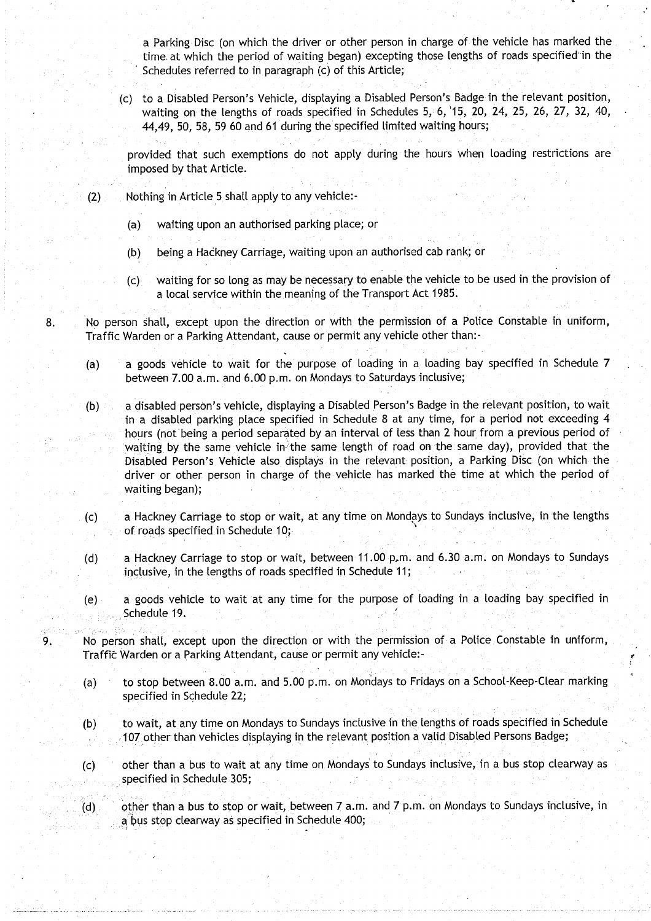a Parking Disc (on which the driver or other person in charge of the vehicle has marked the time at which the period of waiting began) excepting those lengths of roads specified in the Schedules referred to in paragraph (c) of this Article;

(c) to a Disabled Person's Vehicle, displaying a Disabled Person's Badge in the relevant position, waiting on the lengths of roads specified in Schedules 5, 6, 15, 20, 24, 25, 26, 27, 32, 40, 44,49, 50, 58, 59 60 and 61 during the specified limited waiting hours;

provided that such exemptions do not apply during the hours when loading restrictions are imposed by that Article.

(2) Nothing in Article 5 shall apply to any vehicle:-

(a) waiting upon an authorised parking place; or

(b) being a Hackney Carriage, waiting upon an authorised cab rank; or

(c) waiting for so long as may be necessary to enable the vehicle to be used in the provision of a local service within the meaning of the Transport Act 1985.

8. No person shall, except upon the direction or with the permission of a Police Constable in uniform, Traffic Warden or a Parking Attendant, cause or permit any vehicle other than:-

(a) a goods vehicle to wait for the purpose of loading in a loading bay specified in Schedule 7 between 7.00 a.m. and 6.00 p.m. on Mondays to Saturdays inclusive;

(b) a disabled person's vehicle, displaying a Disabled Person's Badge in the relevant position, to wait in a disabled parking place specified in Schedule 8 at any time, for a period not exceeding 4 hours (not being a period separated by an interval of less than 2 hour from a previous period of waiting by the same vehicle in the same length of road on the same day), provided that the Disabled Person's Vehicle also displays in the relevant position, a Parking Disc (on which the driver or other person in charge of the vehicle has marked the time at which the period of waiting began);

(c) a Hackney Carriage to stop or wait, at any time on Mondays to Sundays inclusive, in the lengths of roads specified in Schedule 10;

(d) a Hackney Carriage to stop or wait, between 11.00 p.m. and 6.30 a.m. on Mondays to Sundays inclusive, in the lengths of roads specified in Schedule 11;

(e) a goods vehicle to wait at any time for the purpose of loading in a loading bay specified in Schedule 19.

9. No person shall, except upon the direction or with the permission of a Police Constable in uniform, Traffic Warden or a Parking Attendant, cause or permit any vehicle:-

(a) to stop between 8.00 a.m. and 5.00 p.m. on Mondays to Fridays on a School-Keep-Clear marking specified in Schedule 22;

(b) to wait, at any time on Mondays to Sundays inclusive in the lengths of roads specified in Schedule 107 other than vehicles displaying in the relevant position a valid Disabled Persons Badge;

(c) other than a bus to wait at any time on Mondays to Sundays inclusive, in a bus stop clearway as specified in Schedule 305;

(d) other than a bus to stop or wait, between 7 a.m. and 7 p.m. on Mondays to Sundays inclusive, in a bus stop clearway as specified in Schedule 400;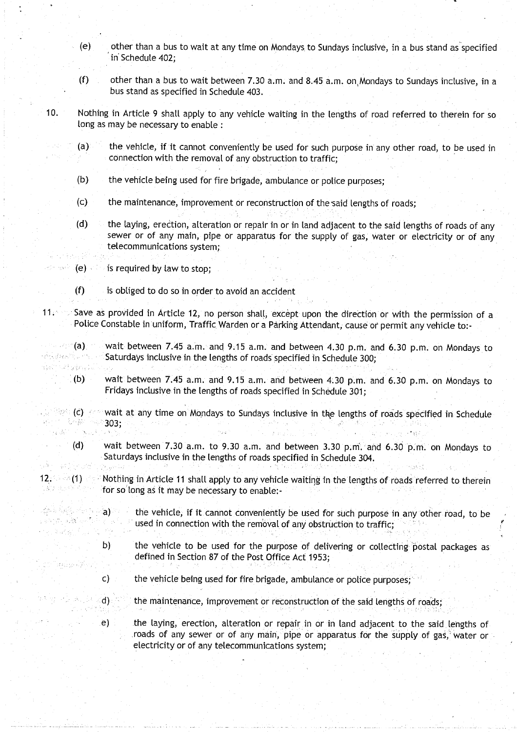(e) other than a bus to wait at any time on Mondays to Sundays inclusive, in a bus stand as specified in Schedule 402;

(f) other than a bus to wait between 7.30 a.m. and 8.45 a.m. on Mondays to Sundays inclusive, in a bus stand as specified in Schedule 403.

10. Nothing in Article 9 shall apply to any vehicle waiting in the lengths of road referred to therein for so long as may be necessary to enable :

(a) the vehicle, if it cannot conveniently be used for such purpose in any other road, to be used in connection with the removal of any obstruction to traffic;

(b) the vehicle being used for fire brigade, ambulance or police purposes;

(c) the maintenance, improvement or reconstruction of the said lengths of roads;

(d) the laying, erection, alteration or repair in or in land adjacent to the said lengths of roads of any sewer or of any main, pipe or apparatus for the supply of gas, water or electricity or of any telecommunications system;

(e) is required by law to stop;

(f) is obliged to do so in order to avoid an accident

11. Save as provided in Article 12, no person shall, except upon the direction or with the permission of a Police Constable in uniform, Traffic Warden or a Parking Attendant, cause or permit any vehicle to:-

(a) wait between 7.45 a.m. and 9.15 a.m. and between 4.30 p.m. and 6.30 p.m. on Mondays to Saturdays inclusive in the lengths of roads specified in Schedule 300;

(b) wait between 7.45 a.m. and 9.15 a.m. and between 4.30 p.m. and 6.30 p.m. on Mondays to Fridays inclusive in the lengths of roads specified in Schedule 301;

(c) wait at any time on Mondays to Sundays inclusive in the lengths of roads specified in Schedule 303;

(d) wait between 7.30 a.m. to 9.30 a.m. and between 3.30 p.m. and 6.30 p.m. on Mondays to Saturdays inclusive in the lengths of roads specified in Schedule 304.

12. (1) Nothing in Article 11 shall apply to any vehicle waiting in the lengths of roads referred to therein for so long as it may be necessary to enable:-

a) the vehicle, if it cannot conveniently be used for such purpose in any other road, to be used in connection with the removal of any obstruction to traffic;

b) the vehicle to be used for the purpose of delivering or collecting postal packages as defined in Section 87 of the Post Office Act 1953;

c) the vehicle being used for fire brigade, ambulance or police purposes;

d) the maintenance, improvement or reconstruction of the said lengths of roads;

e) the laying, erection, alteration or repair in or in land adjacent to the said lengths of roads of any sewer or of any main, pipe or apparatus for the supply of gas, water or electricity or of any telecommunications system;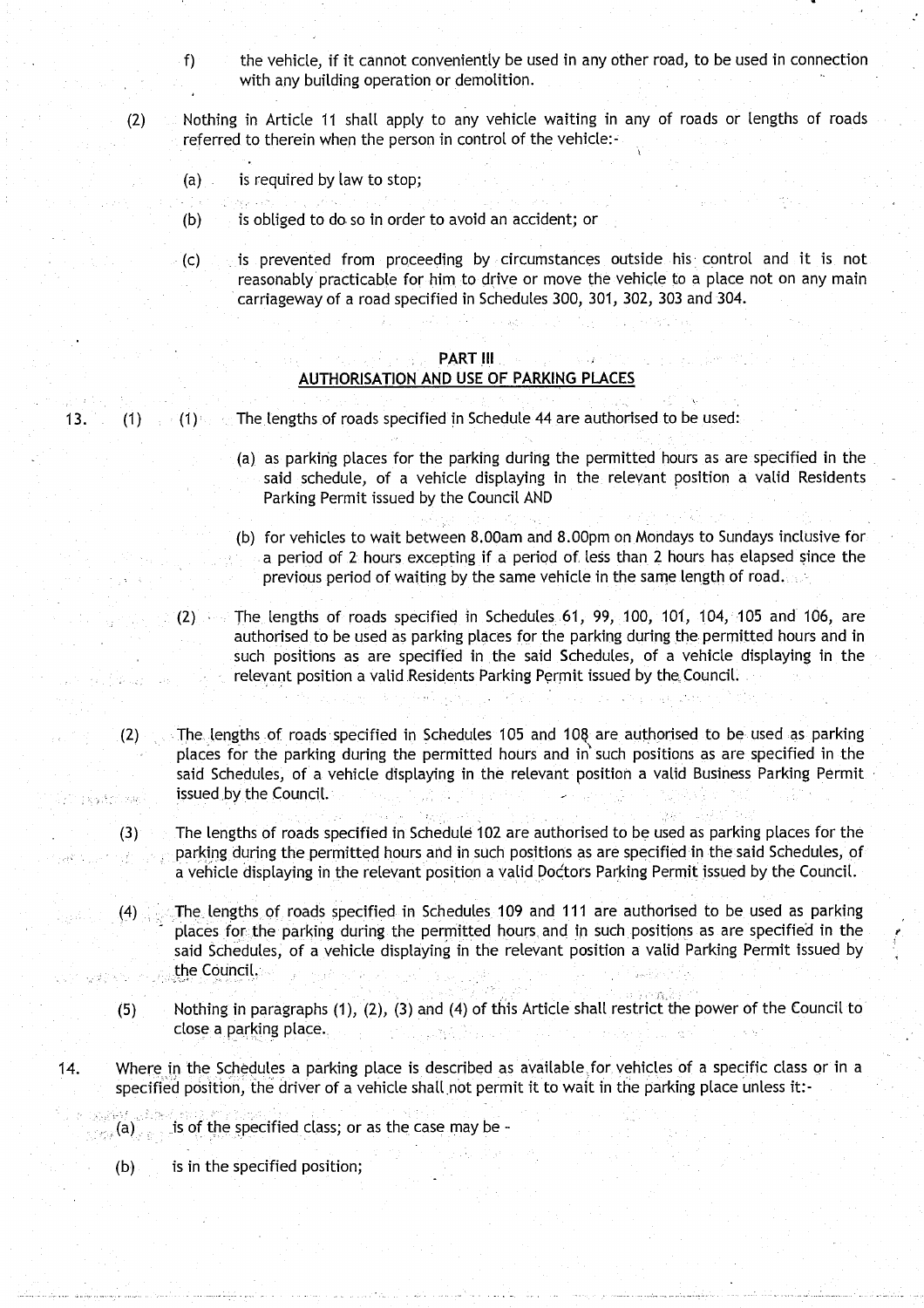f) the vehicle, if it cannot conveniently be used in any other road, to be used in connection with any building operation or demolition.

(2) Nothing in Article 11 shall apply to any vehicle waiting in any of roads or lengths of roads referred to therein when the person in control of the vehicle:-

(a) is required by law to stop;

(b) is obliged to do so in order to avoid an accident; or

(c) is prevented from proceeding by circumstances outside his control and it is not reasonably practicable for him to drive or move the vehicle to a place not on any main carriageway of a road specified in Schedules 300, 301, 302, 303 and 304.

## PART III
## AUTHORISATION AND USE OF PARKING PLACES

13. (1) (1) The lengths of roads specified in Schedule 44 are authorised to be used:

(a) as parking places for the parking during the permitted hours as are specified in the said schedule, of a vehicle displaying in the relevant position a valid Residents Parking Permit issued by the Council AND

(b) for vehicles to wait between 8.00am and 8.00pm on Mondays to Sundays inclusive for a period of 2 hours excepting if a period of less than 2 hours has elapsed since the previous period of waiting by the same vehicle in the same length of road.

(2) The lengths of roads specified in Schedules 61, 99, 100, 101, 104, 105 and 106, are authorised to be used as parking places for the parking during the permitted hours and in such positions as are specified in the said Schedules, of a vehicle displaying in the relevant position a valid Residents Parking Permit issued by the Council.

(2) The lengths of roads specified in Schedules 105 and 108 are authorised to be used as parking places for the parking during the permitted hours and in such positions as are specified in the said Schedules, of a vehicle displaying in the relevant position a valid Business Parking Permit issued by the Council.

(3) The lengths of roads specified in Schedule 102 are authorised to be used as parking places for the parking during the permitted hours and in such positions as are specified in the said Schedules, of a vehicle displaying in the relevant position a valid Doctors Parking Permit issued by the Council.

(4) The lengths of roads specified in Schedules 109 and 111 are authorised to be used as parking places for the parking during the permitted hours and in such positions as are specified in the said Schedules, of a vehicle displaying in the relevant position a valid Parking Permit issued by the Council.

(5) Nothing in paragraphs (1), (2), (3) and (4) of this Article shall restrict the power of the Council to close a parking place.

14. Where in the Schedules a parking place is described as available for vehicles of a specific class or in a specified position, the driver of a vehicle shall not permit it to wait in the parking place unless it:-

(a) is of the specified class; or as the case may be -

(b) is in the specified position;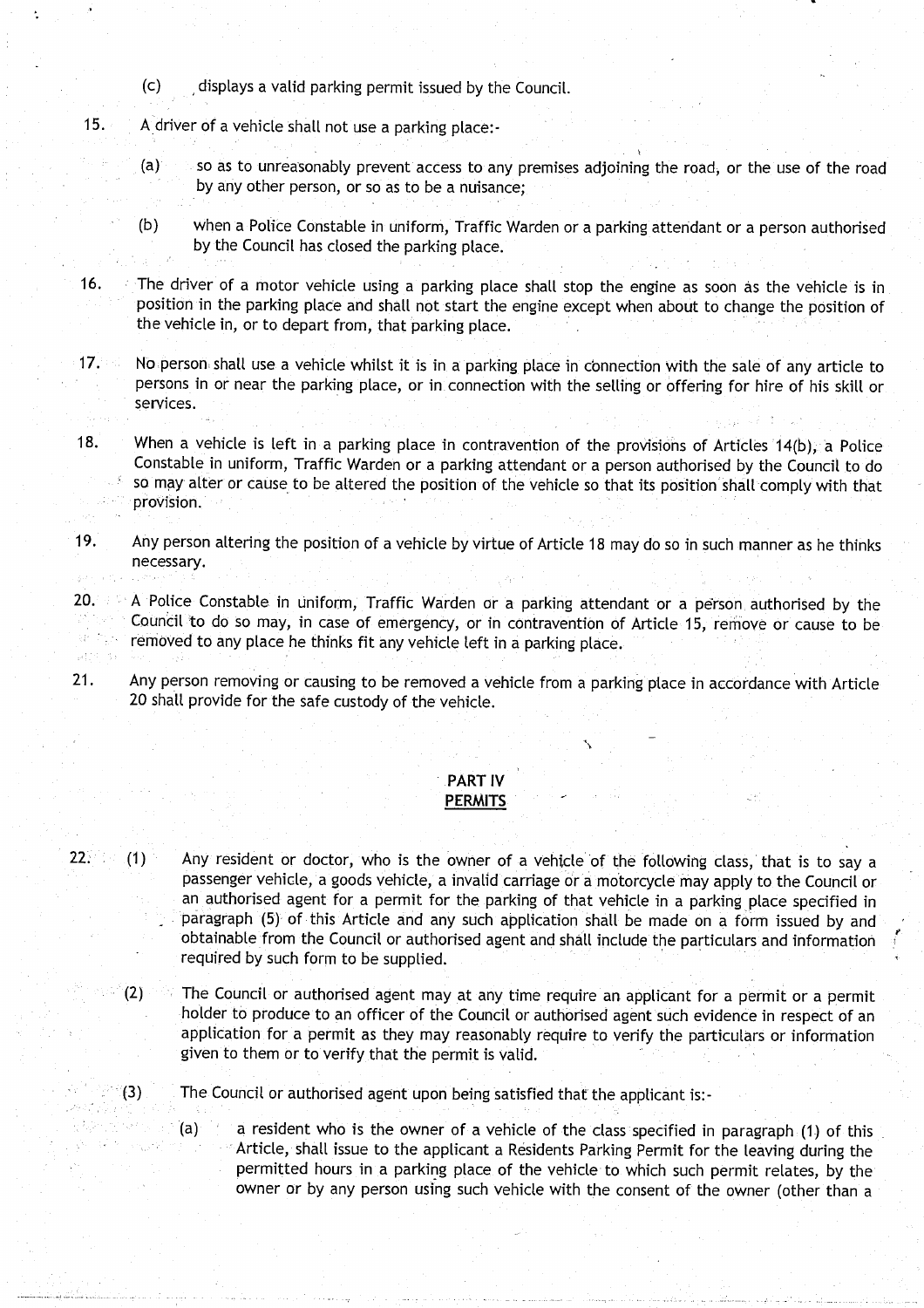(c) displays a valid parking permit issued by the Council.

15. A driver of a vehicle shall not use a parking place:-

   (a) so as to unreasonably prevent access to any premises adjoining the road, or the use of the road by any other person, or so as to be a nuisance;

   (b) when a Police Constable in uniform, Traffic Warden or a parking attendant or a person authorised by the Council has closed the parking place.

16. The driver of a motor vehicle using a parking place shall stop the engine as soon as the vehicle is in position in the parking place and shall not start the engine except when about to change the position of the vehicle in, or to depart from, that parking place.

17. No person shall use a vehicle whilst it is in a parking place in connection with the sale of any article to persons in or near the parking place, or in connection with the selling or offering for hire of his skill or services.

18. When a vehicle is left in a parking place in contravention of the provisions of Articles 14(b), a Police Constable in uniform, Traffic Warden or a parking attendant or a person authorised by the Council to do so may alter or cause to be altered the position of the vehicle so that its position shall comply with that provision.

19. Any person altering the position of a vehicle by virtue of Article 18 may do so in such manner as he thinks necessary.

20. A Police Constable in uniform, Traffic Warden or a parking attendant or a person authorised by the Council to do so may, in case of emergency, or in contravention of Article 15, remove or cause to be removed to any place he thinks fit any vehicle left in a parking place.

21. Any person removing or causing to be removed a vehicle from a parking place in accordance with Article 20 shall provide for the safe custody of the vehicle.

## PART IV
## PERMITS

22. (1) Any resident or doctor, who is the owner of a vehicle of the following class, that is to say a passenger vehicle, a goods vehicle, a invalid carriage or a motorcycle may apply to the Council or an authorised agent for a permit for the parking of that vehicle in a parking place specified in paragraph (5) of this Article and any such application shall be made on a form issued by and obtainable from the Council or authorised agent and shall include the particulars and information required by such form to be supplied.

   (2) The Council or authorised agent may at any time require an applicant for a permit or a permit holder to produce to an officer of the Council or authorised agent such evidence in respect of an application for a permit as they may reasonably require to verify the particulars or information given to them or to verify that the permit is valid.

   (3) The Council or authorised agent upon being satisfied that the applicant is:-

      (a) a resident who is the owner of a vehicle of the class specified in paragraph (1) of this Article, shall issue to the applicant a Residents Parking Permit for the leaving during the permitted hours in a parking place of the vehicle to which such permit relates, by the owner or by any person using such vehicle with the consent of the owner (other than a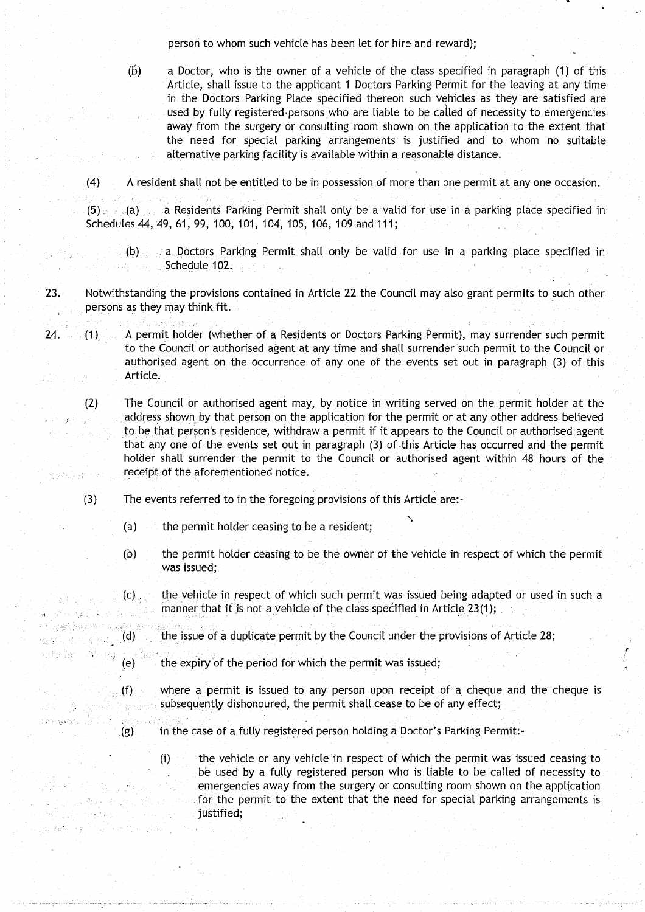person to whom such vehicle has been let for hire and reward);

(b) a Doctor, who is the owner of a vehicle of the class specified in paragraph (1) of this Article, shall issue to the applicant 1 Doctors Parking Permit for the leaving at any time in the Doctors Parking Place specified thereon such vehicles as they are satisfied are used by fully registered persons who are liable to be called of necessity to emergencies away from the surgery or consulting room shown on the application to the extent that the need for special parking arrangements is justified and to whom no suitable alternative parking facility is available within a reasonable distance.

(4) A resident shall not be entitled to be in possession of more than one permit at any one occasion.

(5) (a) a Residents Parking Permit shall only be a valid for use in a parking place specified in Schedules 44, 49, 61, 99, 100, 101, 104, 105, 106, 109 and 111;

(b) a Doctors Parking Permit shall only be valid for use in a parking place specified in Schedule 102.

23. Notwithstanding the provisions contained in Article 22 the Council may also grant permits to such other persons as they may think fit.

24. (1) A permit holder (whether of a Residents or Doctors Parking Permit), may surrender such permit to the Council or authorised agent at any time and shall surrender such permit to the Council or authorised agent on the occurrence of any one of the events set out in paragraph (3) of this Article.

(2) The Council or authorised agent may, by notice in writing served on the permit holder at the address shown by that person on the application for the permit or at any other address believed to be that person's residence, withdraw a permit if it appears to the Council or authorised agent that any one of the events set out in paragraph (3) of this Article has occurred and the permit holder shall surrender the permit to the Council or authorised agent within 48 hours of the receipt of the aforementioned notice.

(3) The events referred to in the foregoing provisions of this Article are:-

(a) the permit holder ceasing to be a resident;

(b) the permit holder ceasing to be the owner of the vehicle in respect of which the permit was issued;

(c) the vehicle in respect of which such permit was issued being adapted or used in such a manner that it is not a vehicle of the class specified in Article 23(1);

(d) the issue of a duplicate permit by the Council under the provisions of Article 28;

(e) the expiry of the period for which the permit was issued;

(f) where a permit is issued to any person upon receipt of a cheque and the cheque is subsequently dishonoured, the permit shall cease to be of any effect;

(g) in the case of a fully registered person holding a Doctor's Parking Permit:-

(i) the vehicle or any vehicle in respect of which the permit was issued ceasing to be used by a fully registered person who is liable to be called of necessity to emergencies away from the surgery or consulting room shown on the application for the permit to the extent that the need for special parking arrangements is justified;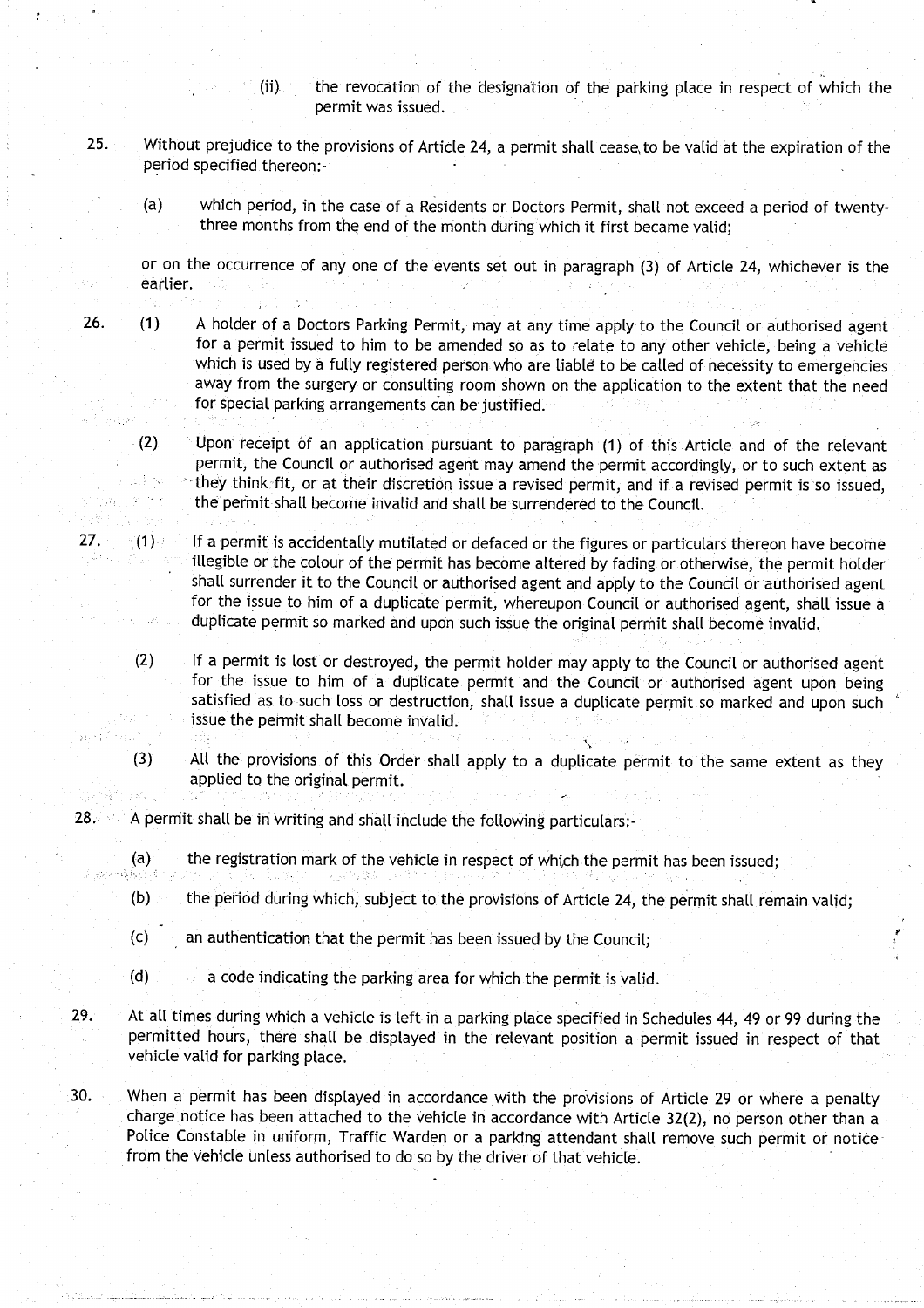(ii) the revocation of the designation of the parking place in respect of which the permit was issued.

25. Without prejudice to the provisions of Article 24, a permit shall cease to be valid at the expiration of the period specified thereon:-

(a) which period, in the case of a Residents or Doctors Permit, shall not exceed a period of twenty-three months from the end of the month during which it first became valid;

or on the occurrence of any one of the events set out in paragraph (3) of Article 24, whichever is the earlier.

26. (1) A holder of a Doctors Parking Permit, may at any time apply to the Council or authorised agent for a permit issued to him to be amended so as to relate to any other vehicle, being a vehicle which is used by a fully registered person who are liable to be called of necessity to emergencies away from the surgery or consulting room shown on the application to the extent that the need for special parking arrangements can be justified.

(2) Upon receipt of an application pursuant to paragraph (1) of this Article and of the relevant permit, the Council or authorised agent may amend the permit accordingly, or to such extent as they think fit, or at their discretion issue a revised permit, and if a revised permit is so issued, the permit shall become invalid and shall be surrendered to the Council.

27. (1) If a permit is accidentally mutilated or defaced or the figures or particulars thereon have become illegible or the colour of the permit has become altered by fading or otherwise, the permit holder shall surrender it to the Council or authorised agent and apply to the Council or authorised agent for the issue to him of a duplicate permit, whereupon Council or authorised agent, shall issue a duplicate permit so marked and upon such issue the original permit shall become invalid.

(2) If a permit is lost or destroyed, the permit holder may apply to the Council or authorised agent for the issue to him of a duplicate permit and the Council or authorised agent upon being satisfied as to such loss or destruction, shall issue a duplicate permit so marked and upon such issue the permit shall become invalid.

(3) All the provisions of this Order shall apply to a duplicate permit to the same extent as they applied to the original permit.

28. A permit shall be in writing and shall include the following particulars:-

(a) the registration mark of the vehicle in respect of which the permit has been issued;

(b) the period during which, subject to the provisions of Article 24, the permit shall remain valid;

(c) an authentication that the permit has been issued by the Council;

(d) a code indicating the parking area for which the permit is valid.

29. At all times during which a vehicle is left in a parking place specified in Schedules 44, 49 or 99 during the permitted hours, there shall be displayed in the relevant position a permit issued in respect of that vehicle valid for parking place.

30. When a permit has been displayed in accordance with the provisions of Article 29 or where a penalty charge notice has been attached to the vehicle in accordance with Article 32(2), no person other than a Police Constable in uniform, Traffic Warden or a parking attendant shall remove such permit or notice from the vehicle unless authorised to do so by the driver of that vehicle.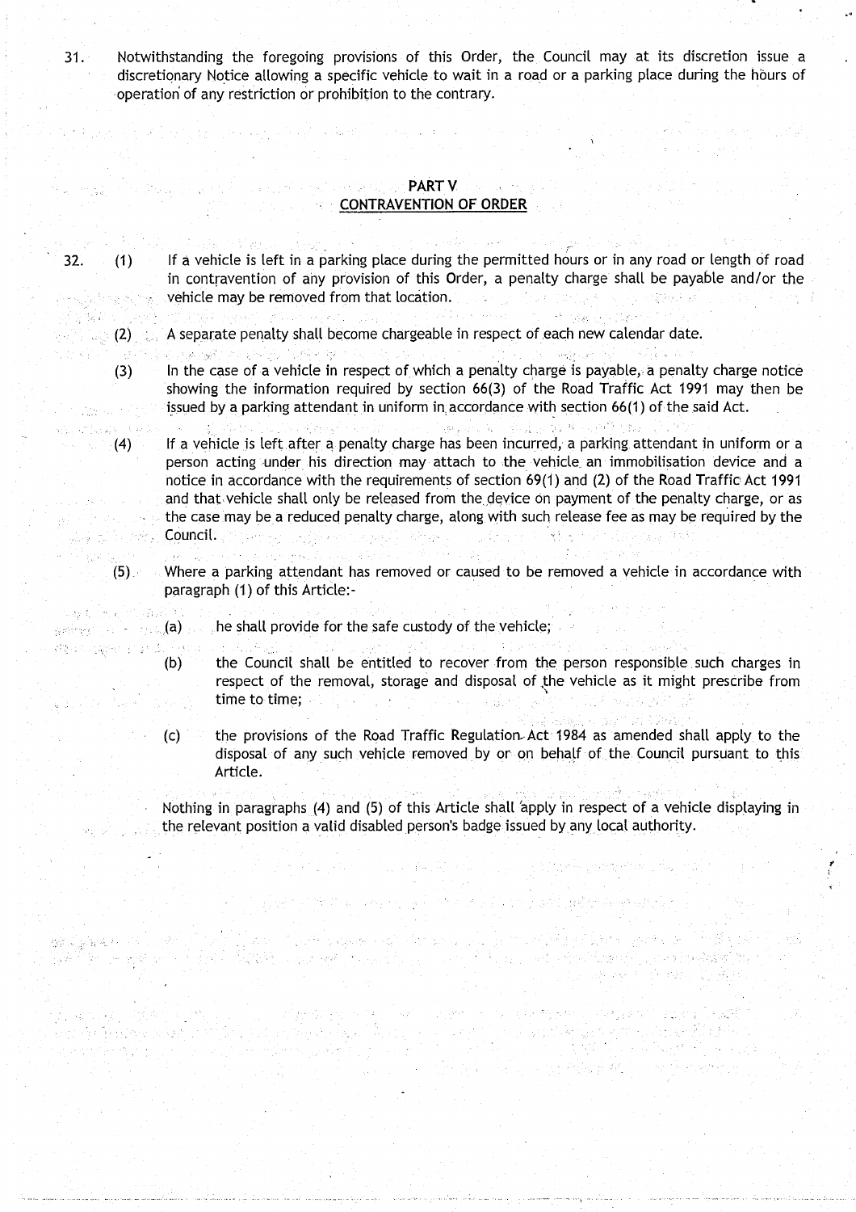31. Notwithstanding the foregoing provisions of this Order, the Council may at its discretion issue a discretionary Notice allowing a specific vehicle to wait in a road or a parking place during the hours of operation of any restriction or prohibition to the contrary.

## PART V
## CONTRAVENTION OF ORDER

32. (1) If a vehicle is left in a parking place during the permitted hours or in any road or length of road in contravention of any provision of this Order, a penalty charge shall be payable and/or the vehicle may be removed from that location.

(2) A separate penalty shall become chargeable in respect of each new calendar date.

(3) In the case of a vehicle in respect of which a penalty charge is payable, a penalty charge notice showing the information required by section 66(3) of the Road Traffic Act 1991 may then be issued by a parking attendant in uniform in accordance with section 66(1) of the said Act.

(4) If a vehicle is left after a penalty charge has been incurred, a parking attendant in uniform or a person acting under his direction may attach to the vehicle an immobilisation device and a notice in accordance with the requirements of section 69(1) and (2) of the Road Traffic Act 1991 and that vehicle shall only be released from the device on payment of the penalty charge, or as the case may be a reduced penalty charge, along with such release fee as may be required by the Council.

(5) Where a parking attendant has removed or caused to be removed a vehicle in accordance with paragraph (1) of this Article:-

(a) he shall provide for the safe custody of the vehicle;

(b) the Council shall be entitled to recover from the person responsible such charges in respect of the removal, storage and disposal of the vehicle as it might prescribe from time to time;

(c) the provisions of the Road Traffic Regulation Act 1984 as amended shall apply to the disposal of any such vehicle removed by or on behalf of the Council pursuant to this Article.

Nothing in paragraphs (4) and (5) of this Article shall apply in respect of a vehicle displaying in the relevant position a valid disabled person's badge issued by any local authority.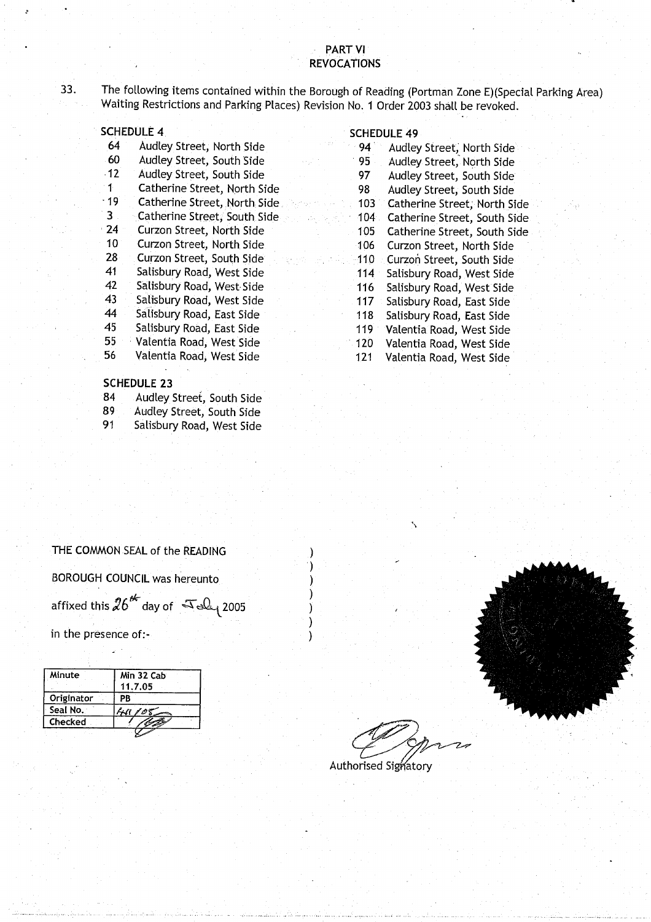## PART VI
## REVOCATIONS

33. The following items contained within the Borough of Reading (Portman Zone E)(Special Parking Area) Waiting Restrictions and Parking Places) Revision No. 1 Order 2003 shall be revoked.

**SCHEDULE 4**

| | |
|---|---|
| 64 | Audley Street, North Side |
| 60 | Audley Street, South Side |
| 12 | Audley Street, South Side |
| 1 | Catherine Street, North Side |
| 19 | Catherine Street, North Side |
| 3 | Catherine Street, South Side |
| 24 | Curzon Street, North Side |
| 10 | Curzon Street, North Side |
| 28 | Curzon Street, South Side |
| 41 | Salisbury Road, West Side |
| 42 | Salisbury Road, West Side |
| 43 | Salisbury Road, West Side |
| 44 | Salisbury Road, East Side |
| 45 | Salisbury Road, East Side |
| 55 | Valentia Road, West Side |
| 56 | Valentia Road, West Side |

**SCHEDULE 23**

| | |
|---|---|
| 84 | Audley Street, South Side |
| 89 | Audley Street, South Side |
| 91 | Salisbury Road, West Side |

**SCHEDULE 49**

| | |
|---|---|
| 94 | Audley Street, North Side |
| 95 | Audley Street, North Side |
| 97 | Audley Street, South Side |
| 98 | Audley Street, South Side |
| 103 | Catherine Street, North Side |
| 104 | Catherine Street, South Side |
| 105 | Catherine Street, South Side |
| 106 | Curzon Street, North Side |
| 110 | Curzon Street, South Side |
| 114 | Salisbury Road, West Side |
| 116 | Salisbury Road, West Side |
| 117 | Salisbury Road, East Side |
| 118 | Salisbury Road, East Side |
| 119 | Valentia Road, West Side |
| 120 | Valentia Road, West Side |
| 121 | Valentia Road, West Side |

THE COMMON SEAL of the READING BOROUGH COUNCIL was hereunto affixed this 26th day of July 2005 in the presence of:-

| Minute | Min 32 Cab 11.7.05 |
|---|---|
| Originator | PB |
| Seal No. | 441/05 |
| Checked | |

Authorised Signatory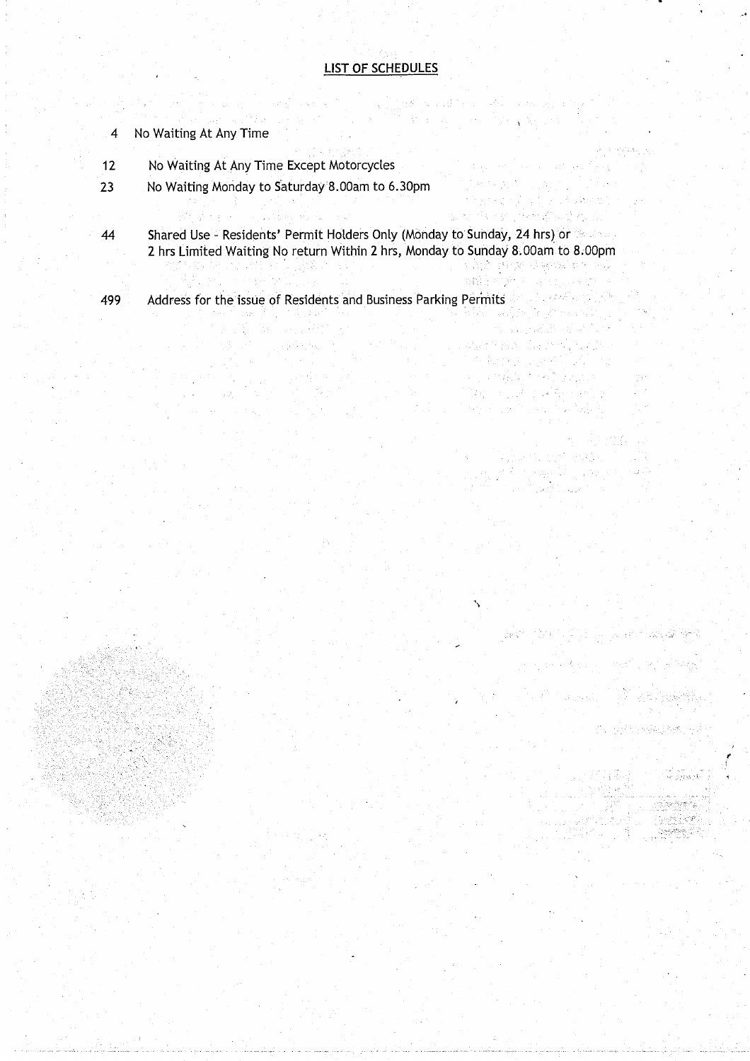## LIST OF SCHEDULES

| | |
|---|---|
| 4 | No Waiting At Any Time |
| 12 | No Waiting At Any Time Except Motorcycles |
| 23 | No Waiting Monday to Saturday 8.00am to 6.30pm |
| 44 | Shared Use - Residents' Permit Holders Only (Monday to Sunday, 24 hrs) or 2 hrs Limited Waiting No return Within 2 hrs, Monday to Sunday 8.00am to 8.00pm |
| 499 | Address for the issue of Residents and Business Parking Permits |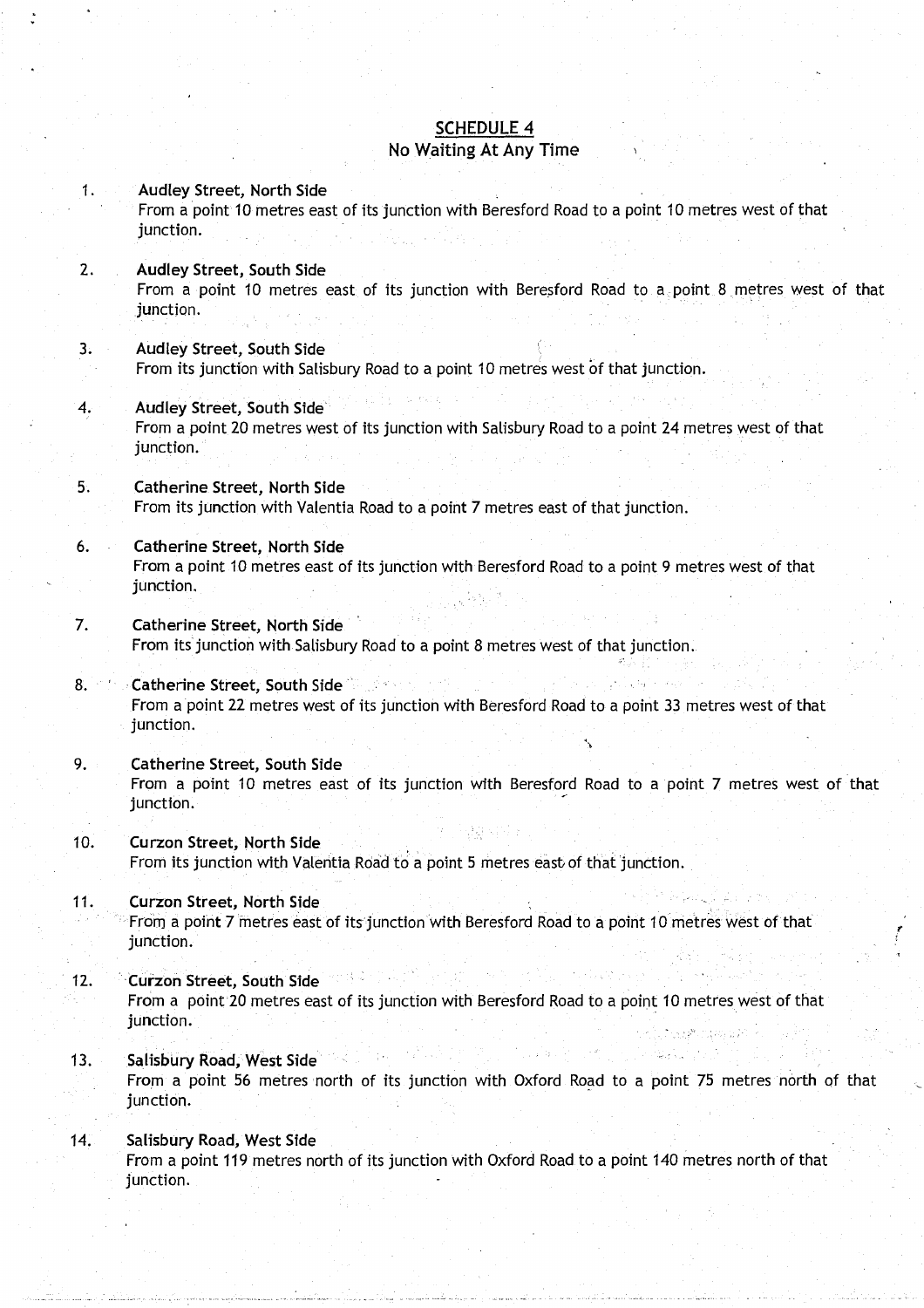## SCHEDULE 4

### No Waiting At Any Time

1. **Audley Street, North Side**
   From a point 10 metres east of its junction with Beresford Road to a point 10 metres west of that junction.

2. **Audley Street, South Side**
   From a point 10 metres east of its junction with Beresford Road to a point 8 metres west of that junction.

3. **Audley Street, South Side**
   From its junction with Salisbury Road to a point 10 metres west of that junction.

4. **Audley Street, South Side**
   From a point 20 metres west of its junction with Salisbury Road to a point 24 metres west of that junction.

5. **Catherine Street, North Side**
   From its junction with Valentia Road to a point 7 metres east of that junction.

6. **Catherine Street, North Side**
   From a point 10 metres east of its junction with Beresford Road to a point 9 metres west of that junction.

7. **Catherine Street, North Side**
   From its junction with Salisbury Road to a point 8 metres west of that junction.

8. **Catherine Street, South Side**
   From a point 22 metres west of its junction with Beresford Road to a point 33 metres west of that junction.

9. **Catherine Street, South Side**
   From a point 10 metres east of its junction with Beresford Road to a point 7 metres west of that junction.

10. **Curzon Street, North Side**
    From its junction with Valentia Road to a point 5 metres east of that junction.

11. **Curzon Street, North Side**
    From a point 7 metres east of its junction with Beresford Road to a point 10 metres west of that junction.

12. **Curzon Street, South Side**
    From a point 20 metres east of its junction with Beresford Road to a point 10 metres west of that junction.

13. **Salisbury Road, West Side**
    From a point 56 metres north of its junction with Oxford Road to a point 75 metres north of that junction.

14. **Salisbury Road, West Side**
    From a point 119 metres north of its junction with Oxford Road to a point 140 metres north of that junction.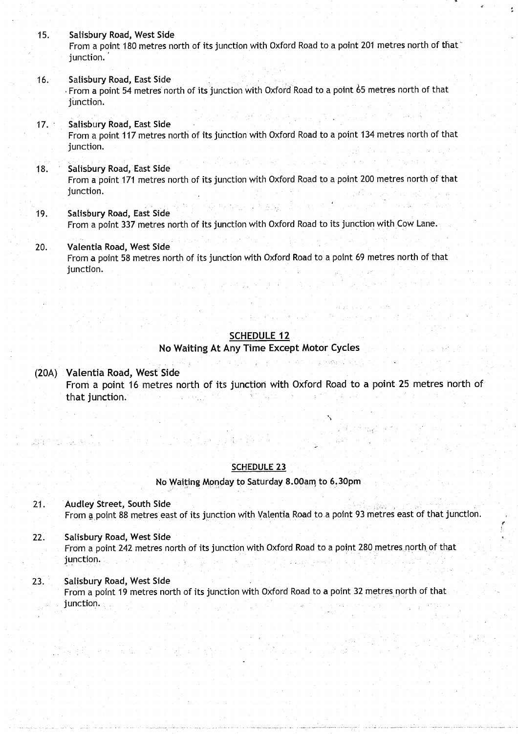15. **Salisbury Road, West Side**
From a point 180 metres north of its junction with Oxford Road to a point 201 metres north of that junction.

16. **Salisbury Road, East Side**
From a point 54 metres north of its junction with Oxford Road to a point 65 metres north of that junction.

17. **Salisbury Road, East Side**
From a point 117 metres north of its junction with Oxford Road to a point 134 metres north of that junction.

18. **Salisbury Road, East Side**
From a point 171 metres north of its junction with Oxford Road to a point 200 metres north of that junction.

19. **Salisbury Road, East Side**
From a point 337 metres north of its junction with Oxford Road to its junction with Cow Lane.

20. **Valentia Road, West Side**
From a point 58 metres north of its junction with Oxford Road to a point 69 metres north of that junction.

## SCHEDULE 12

### No Waiting At Any Time Except Motor Cycles

(20A) **Valentia Road, West Side**
From a point 16 metres north of its junction with Oxford Road to a point 25 metres north of that junction.

## SCHEDULE 23

### No Waiting Monday to Saturday 8.00am to 6.30pm

21. **Audley Street, South Side**
From a point 88 metres east of its junction with Valentia Road to a point 93 metres east of that junction.

22. **Salisbury Road, West Side**
From a point 242 metres north of its junction with Oxford Road to a point 280 metres north of that junction.

23. **Salisbury Road, West Side**
From a point 19 metres north of its junction with Oxford Road to a point 32 metres north of that junction.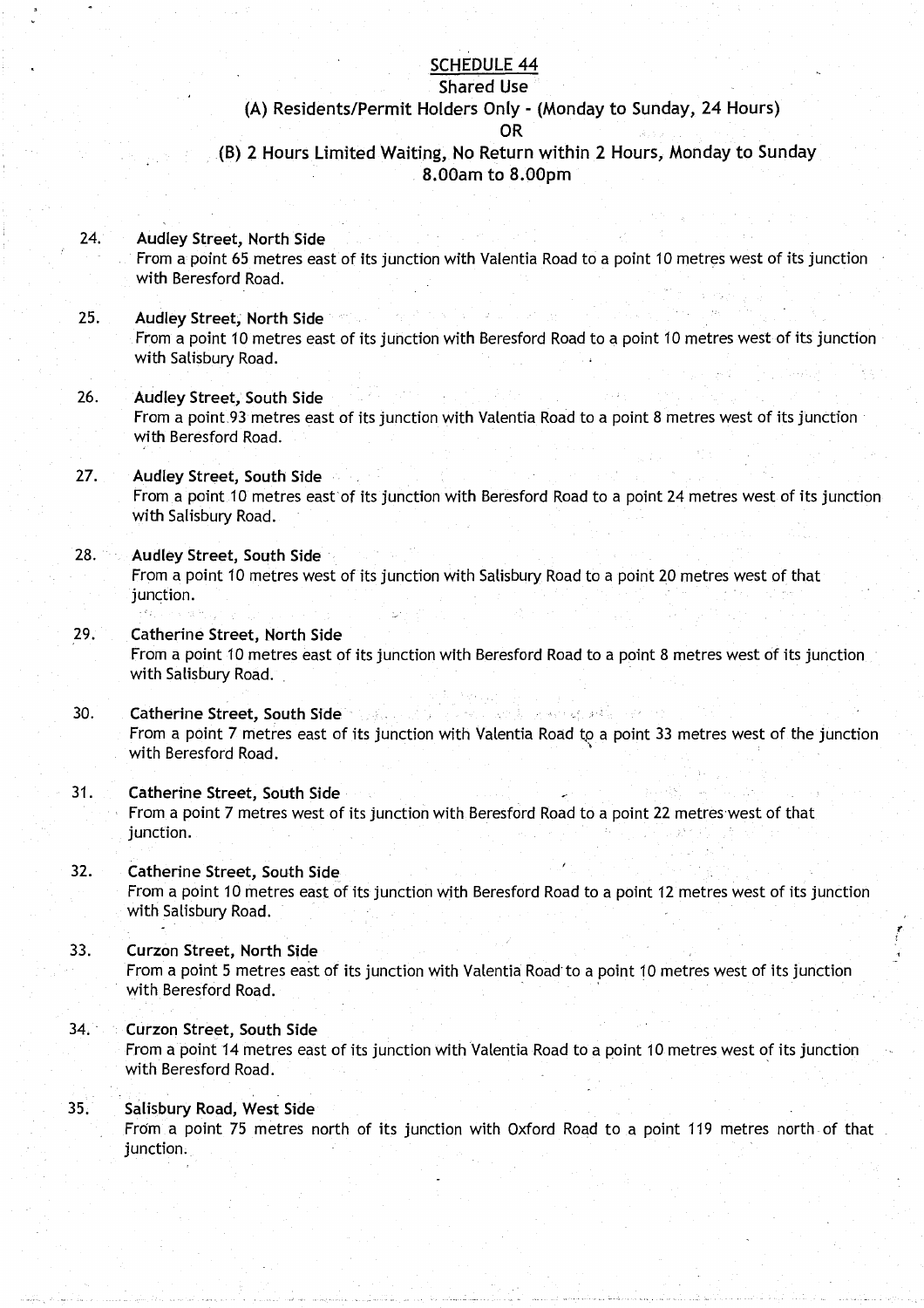# SCHEDULE 44

## Shared Use

### (A) Residents/Permit Holders Only - (Monday to Sunday, 24 Hours)

### OR

### (B) 2 Hours Limited Waiting, No Return within 2 Hours, Monday to Sunday 8.00am to 8.00pm

24. **Audley Street, North Side**
    From a point 65 metres east of its junction with Valentia Road to a point 10 metres west of its junction with Beresford Road.

25. **Audley Street, North Side**
    From a point 10 metres east of its junction with Beresford Road to a point 10 metres west of its junction with Salisbury Road.

26. **Audley Street, South Side**
    From a point 93 metres east of its junction with Valentia Road to a point 8 metres west of its junction with Beresford Road.

27. **Audley Street, South Side**
    From a point 10 metres east of its junction with Beresford Road to a point 24 metres west of its junction with Salisbury Road.

28. **Audley Street, South Side**
    From a point 10 metres west of its junction with Salisbury Road to a point 20 metres west of that junction.

29. **Catherine Street, North Side**
    From a point 10 metres east of its junction with Beresford Road to a point 8 metres west of its junction with Salisbury Road.

30. **Catherine Street, South Side**
    From a point 7 metres east of its junction with Valentia Road to a point 33 metres west of the junction with Beresford Road.

31. **Catherine Street, South Side**
    From a point 7 metres west of its junction with Beresford Road to a point 22 metres west of that junction.

32. **Catherine Street, South Side**
    From a point 10 metres east of its junction with Beresford Road to a point 12 metres west of its junction with Salisbury Road.

33. **Curzon Street, North Side**
    From a point 5 metres east of its junction with Valentia Road to a point 10 metres west of its junction with Beresford Road.

34. **Curzon Street, South Side**
    From a point 14 metres east of its junction with Valentia Road to a point 10 metres west of its junction with Beresford Road.

35. **Salisbury Road, West Side**
    From a point 75 metres north of its junction with Oxford Road to a point 119 metres north of that junction.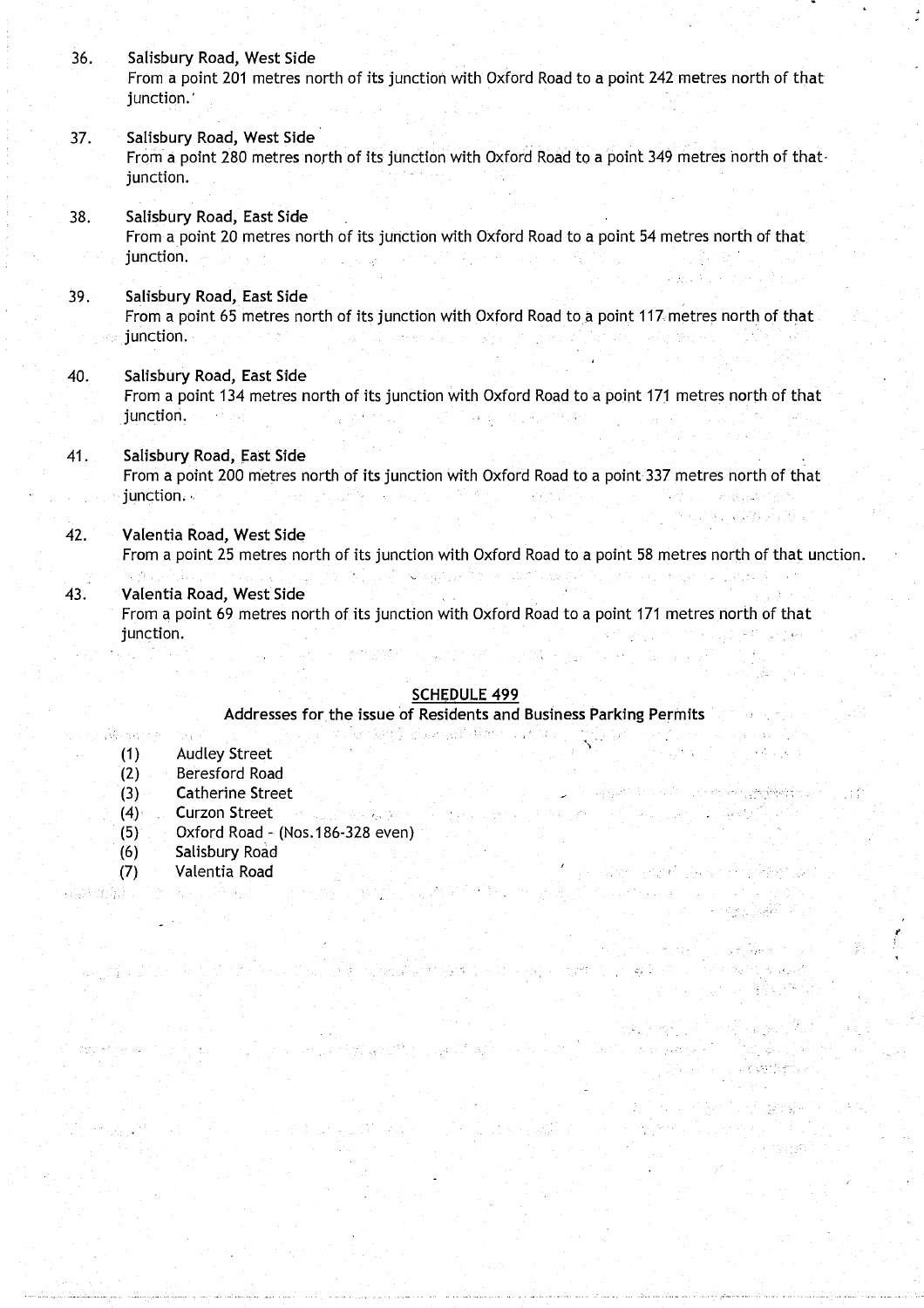36. **Salisbury Road, West Side**
    From a point 201 metres north of its junction with Oxford Road to a point 242 metres north of that junction.

37. **Salisbury Road, West Side**
    From a point 280 metres north of its junction with Oxford Road to a point 349 metres north of that junction.

38. **Salisbury Road, East Side**
    From a point 20 metres north of its junction with Oxford Road to a point 54 metres north of that junction.

39. **Salisbury Road, East Side**
    From a point 65 metres north of its junction with Oxford Road to a point 117 metres north of that junction.

40. **Salisbury Road, East Side**
    From a point 134 metres north of its junction with Oxford Road to a point 171 metres north of that junction.

41. **Salisbury Road, East Side**
    From a point 200 metres north of its junction with Oxford Road to a point 337 metres north of that junction.

42. **Valentia Road, West Side**
    From a point 25 metres north of its junction with Oxford Road to a point 58 metres north of that unction.

43. **Valentia Road, West Side**
    From a point 69 metres north of its junction with Oxford Road to a point 171 metres north of that junction.

## SCHEDULE 499

### Addresses for the issue of Residents and Business Parking Permits

(1) Audley Street
(2) Beresford Road
(3) Catherine Street
(4) Curzon Street
(5) Oxford Road - (Nos.186-328 even)
(6) Salisbury Road
(7) Valentia Road